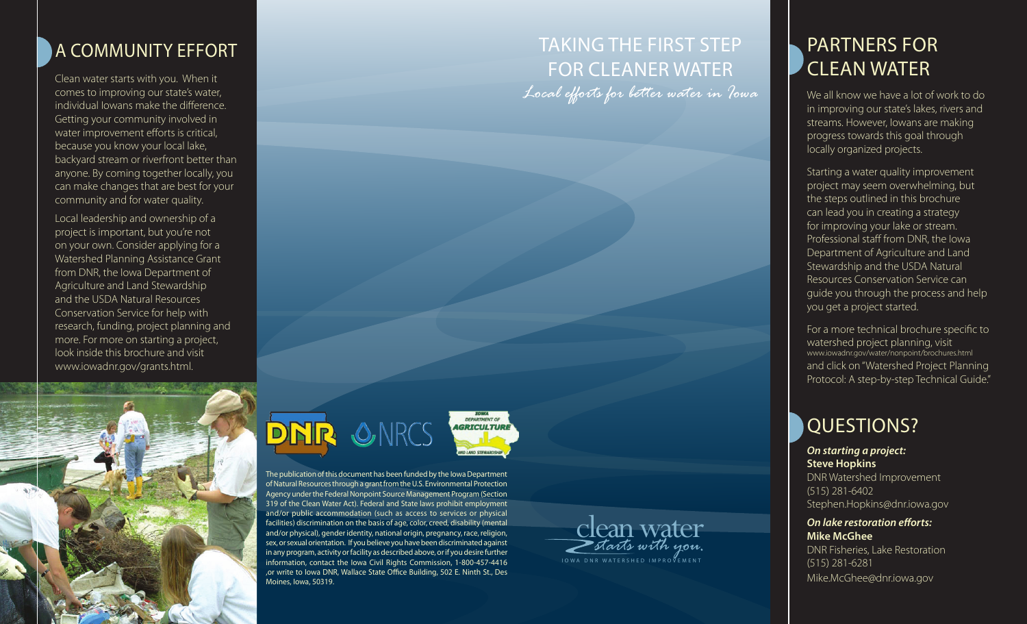## A COMMUNITY EFFORT

Clean water starts with you. When it comes to improving our state's water, individual Iowans make the difference. Getting your community involved in water improvement efforts is critical, because you know your local lake, backyard stream or riverfront better than anyone. By coming together locally, you can make changes that are best for your community and for water quality.

Local leadership and ownership of a project is important, but you're not on your own. Consider applying for a Watershed Planning Assistance Grant from DNR, the Iowa Department of Agriculture and Land Stewardship and the USDA Natural Resources Conservation Service for help with research, funding, project planning and more. For more on starting a project, look inside this brochure and visit www.iowadnr.gov/grants.html.

The publication of this document has been funded by the Iowa Department of Natural Resources through a grant from the U.S. Environmental Protection Agency under the Federal Nonpoint Source Management Program (Section 319 of the Clean Water Act). Federal and State laws prohibit employment and/or public accommodation (such as access to services or physical facilities) discrimination on the basis of age, color, creed, disability (mental and/or physical), gender identity, national origin, pregnancy, race, religion, sex, or sexual orientation. If you believe you have been discriminated against in any program, activity or facility as described above, or if you desire further information, contact the Iowa Civil Rights Commission, 1-800-457-4416 ,or write to Iowa DNR, Wallace State Office Building, 502 E. Ninth St., Des Moines, Iowa, 50319.

# TAKING THE FIRST STEP FOR CLEANER WATER

*Local efforts for better water in Iowa*

clean water *starts with you.*
IOWA DNR WATERSHED IMPROVEMENT

## PARTNERS FOR CLEAN WATER

We all know we have a lot of work to do in improving our state's lakes, rivers and streams. However, Iowans are making progress towards this goal through locally organized projects.

Starting a water quality improvement project may seem overwhelming, but the steps outlined in this brochure can lead you in creating a strategy for improving your lake or stream. Professional staff from DNR, the Iowa Department of Agriculture and Land Stewardship and the USDA Natural Resources Conservation Service can guide you through the process and help you get a project started.

For a more technical brochure specific to watershed project planning, visit www.iowadnr.gov/water/nonpoint/brochures.html and click on "Watershed Project Planning Protocol: A step-by-step Technical Guide."

## QUESTIONS?

***On starting a project:***
**Steve Hopkins**
DNR Watershed Improvement
(515) 281-6402
Stephen.Hopkins@dnr.iowa.gov

***On lake restoration efforts:***
**Mike McGhee**
DNR Fisheries, Lake Restoration
(515) 281-6281
Mike.McGhee@dnr.iowa.gov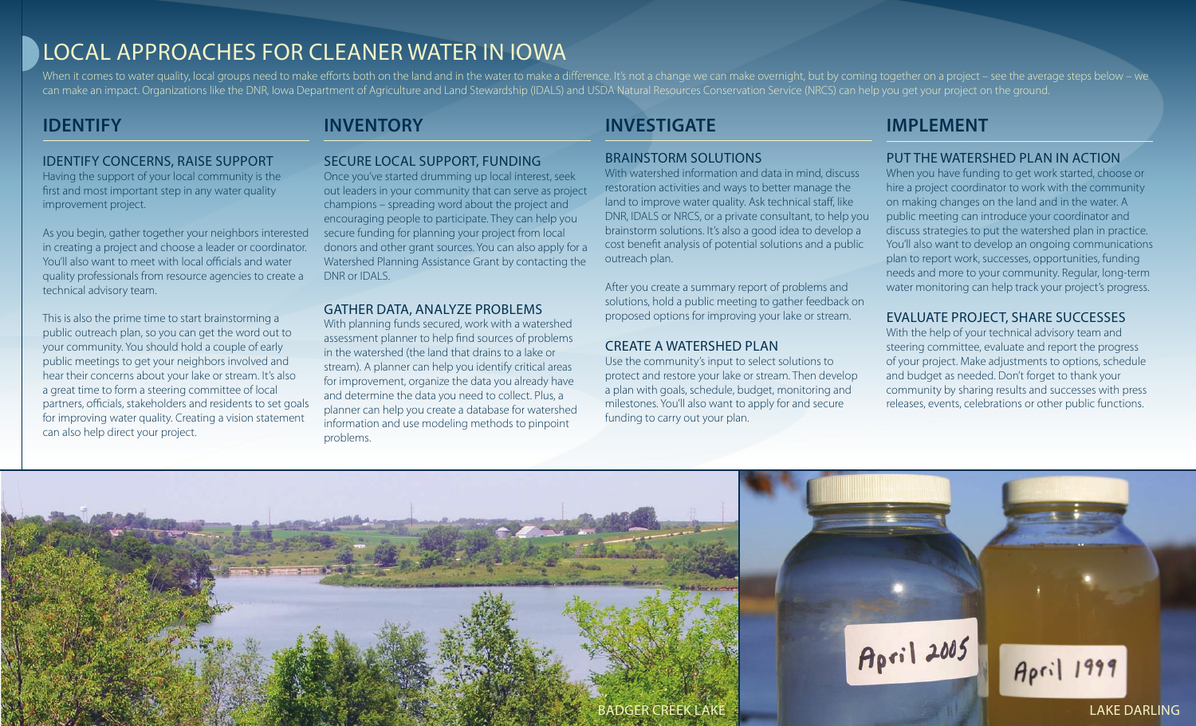# LOCAL APPROACHES FOR CLEANER WATER IN IOWA

When it comes to water quality, local groups need to make efforts both on the land and in the water to make a difference. It's not a change we can make overnight, but by coming together on a project – see the average steps below – we can make an impact. Organizations like the DNR, Iowa Department of Agriculture and Land Stewardship (IDALS) and USDA Natural Resources Conservation Service (NRCS) can help you get your project on the ground.

## IDENTIFY

### IDENTIFY CONCERNS, RAISE SUPPORT

Having the support of your local community is the first and most important step in any water quality improvement project.

As you begin, gather together your neighbors interested in creating a project and choose a leader or coordinator. You'll also want to meet with local officials and water quality professionals from resource agencies to create a technical advisory team.

This is also the prime time to start brainstorming a public outreach plan, so you can get the word out to your community. You should hold a couple of early public meetings to get your neighbors involved and hear their concerns about your lake or stream. It's also a great time to form a steering committee of local partners, officials, stakeholders and residents to set goals for improving water quality. Creating a vision statement can also help direct your project.

## INVENTORY

### SECURE LOCAL SUPPORT, FUNDING

Once you've started drumming up local interest, seek out leaders in your community that can serve as project champions – spreading word about the project and encouraging people to participate. They can help you secure funding for planning your project from local donors and other grant sources. You can also apply for a Watershed Planning Assistance Grant by contacting the DNR or IDALS.

### GATHER DATA, ANALYZE PROBLEMS

With planning funds secured, work with a watershed assessment planner to help find sources of problems in the watershed (the land that drains to a lake or stream). A planner can help you identify critical areas for improvement, organize the data you already have and determine the data you need to collect. Plus, a planner can help you create a database for watershed information and use modeling methods to pinpoint problems.

## INVESTIGATE

### BRAINSTORM SOLUTIONS

With watershed information and data in mind, discuss restoration activities and ways to better manage the land to improve water quality. Ask technical staff, like DNR, IDALS or NRCS, or a private consultant, to help you brainstorm solutions. It's also a good idea to develop a cost benefit analysis of potential solutions and a public outreach plan.

After you create a summary report of problems and solutions, hold a public meeting to gather feedback on proposed options for improving your lake or stream.

### CREATE A WATERSHED PLAN

Use the community's input to select solutions to protect and restore your lake or stream. Then develop a plan with goals, schedule, budget, monitoring and milestones. You'll also want to apply for and secure funding to carry out your plan.

## IMPLEMENT

### PUT THE WATERSHED PLAN IN ACTION

When you have funding to get work started, choose or hire a project coordinator to work with the community on making changes on the land and in the water. A public meeting can introduce your coordinator and discuss strategies to put the watershed plan in practice. You'll also want to develop an ongoing communications plan to report work, successes, opportunities, funding needs and more to your community. Regular, long-term water monitoring can help track your project's progress.

### EVALUATE PROJECT, SHARE SUCCESSES

With the help of your technical advisory team and steering committee, evaluate and report the progress of your project. Make adjustments to options, schedule and budget as needed. Don't forget to thank your community by sharing results and successes with press releases, events, celebrations or other public functions.

BADGER CREEK LAKE

LAKE DARLING